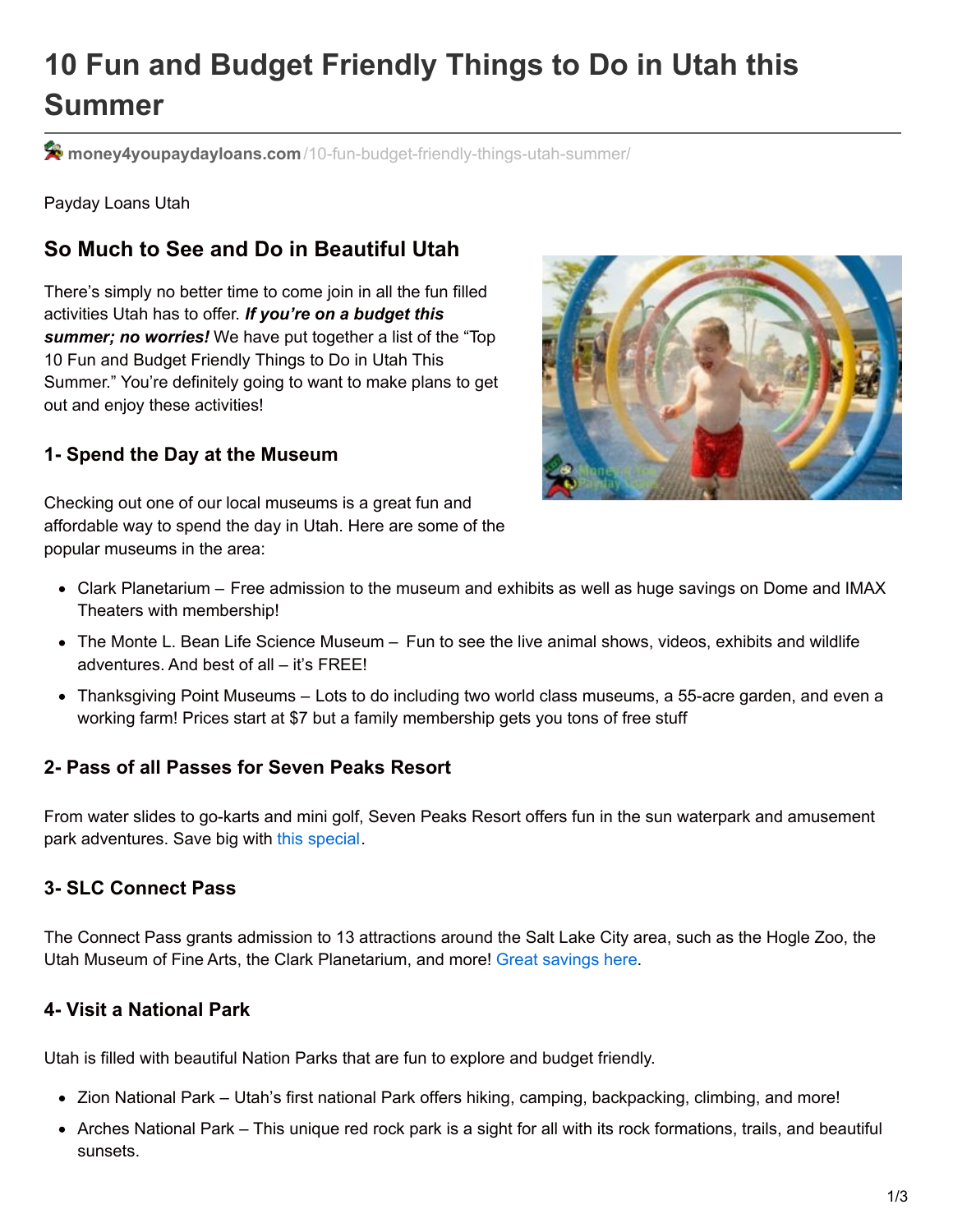# 10 Fun and Budget Friendly Things to Do in Utah this Summer

**money4youpaydayloans.com**/10-fun-budget-friendly-things-utah-summer/

Payday Loans Utah

## So Much to See and Do in Beautiful Utah

There's simply no better time to come join in all the fun filled activities Utah has to offer. ***If you're on a budget this summer; no worries!*** We have put together a list of the "Top 10 Fun and Budget Friendly Things to Do in Utah This Summer." You're definitely going to want to make plans to get out and enjoy these activities!

### 1- Spend the Day at the Museum

Checking out one of our local museums is a great fun and affordable way to spend the day in Utah. Here are some of the popular museums in the area:

- Clark Planetarium – Free admission to the museum and exhibits as well as huge savings on Dome and IMAX Theaters with membership!
- The Monte L. Bean Life Science Museum – Fun to see the live animal shows, videos, exhibits and wildlife adventures. And best of all – it's FREE!
- Thanksgiving Point Museums – Lots to do including two world class museums, a 55-acre garden, and even a working farm! Prices start at $7 but a family membership gets you tons of free stuff

### 2- Pass of all Passes for Seven Peaks Resort

From water slides to go-karts and mini golf, Seven Peaks Resort offers fun in the sun waterpark and amusement park adventures. Save big with this special.

### 3- SLC Connect Pass

The Connect Pass grants admission to 13 attractions around the Salt Lake City area, such as the Hogle Zoo, the Utah Museum of Fine Arts, the Clark Planetarium, and more! Great savings here.

### 4- Visit a National Park

Utah is filled with beautiful Nation Parks that are fun to explore and budget friendly.

- Zion National Park – Utah's first national Park offers hiking, camping, backpacking, climbing, and more!
- Arches National Park – This unique red rock park is a sight for all with its rock formations, trails, and beautiful sunsets.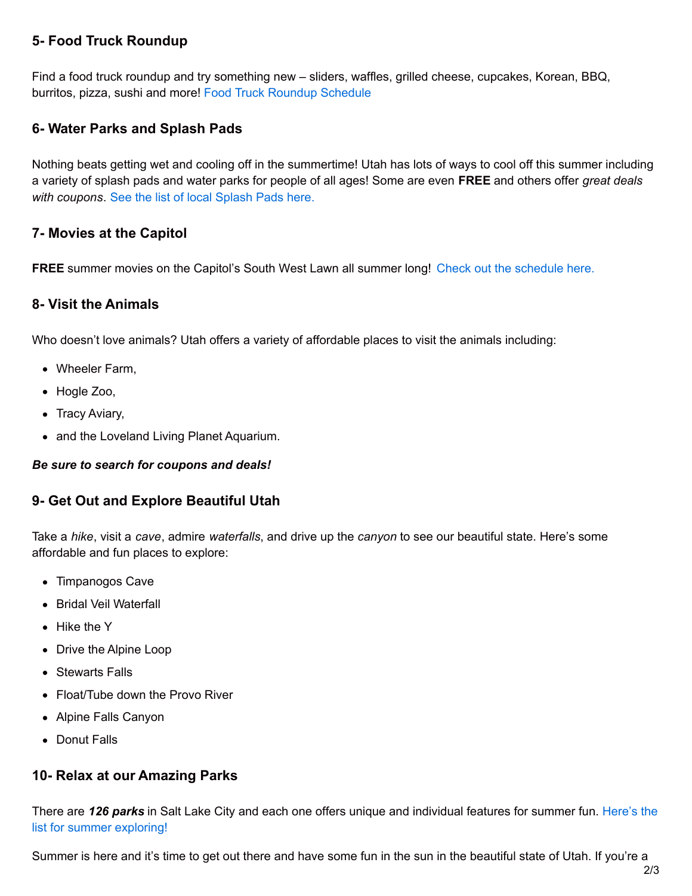## 5- Food Truck Roundup

Find a food truck roundup and try something new – sliders, waffles, grilled cheese, cupcakes, Korean, BBQ, burritos, pizza, sushi and more! Food Truck Roundup Schedule

## 6- Water Parks and Splash Pads

Nothing beats getting wet and cooling off in the summertime! Utah has lots of ways to cool off this summer including a variety of splash pads and water parks for people of all ages! Some are even **FREE** and others offer *great deals with coupons*. See the list of local Splash Pads here.

## 7- Movies at the Capitol

**FREE** summer movies on the Capitol's South West Lawn all summer long! Check out the schedule here.

## 8- Visit the Animals

Who doesn't love animals? Utah offers a variety of affordable places to visit the animals including:

- Wheeler Farm,
- Hogle Zoo,
- Tracy Aviary,
- and the Loveland Living Planet Aquarium.

***Be sure to search for coupons and deals!***

## 9- Get Out and Explore Beautiful Utah

Take a *hike*, visit a *cave*, admire *waterfalls*, and drive up the *canyon* to see our beautiful state. Here's some affordable and fun places to explore:

- Timpanogos Cave
- Bridal Veil Waterfall
- Hike the Y
- Drive the Alpine Loop
- Stewarts Falls
- Float/Tube down the Provo River
- Alpine Falls Canyon
- Donut Falls

## 10- Relax at our Amazing Parks

There are ***126 parks*** in Salt Lake City and each one offers unique and individual features for summer fun. Here's the list for summer exploring!

Summer is here and it's time to get out there and have some fun in the sun in the beautiful state of Utah. If you're a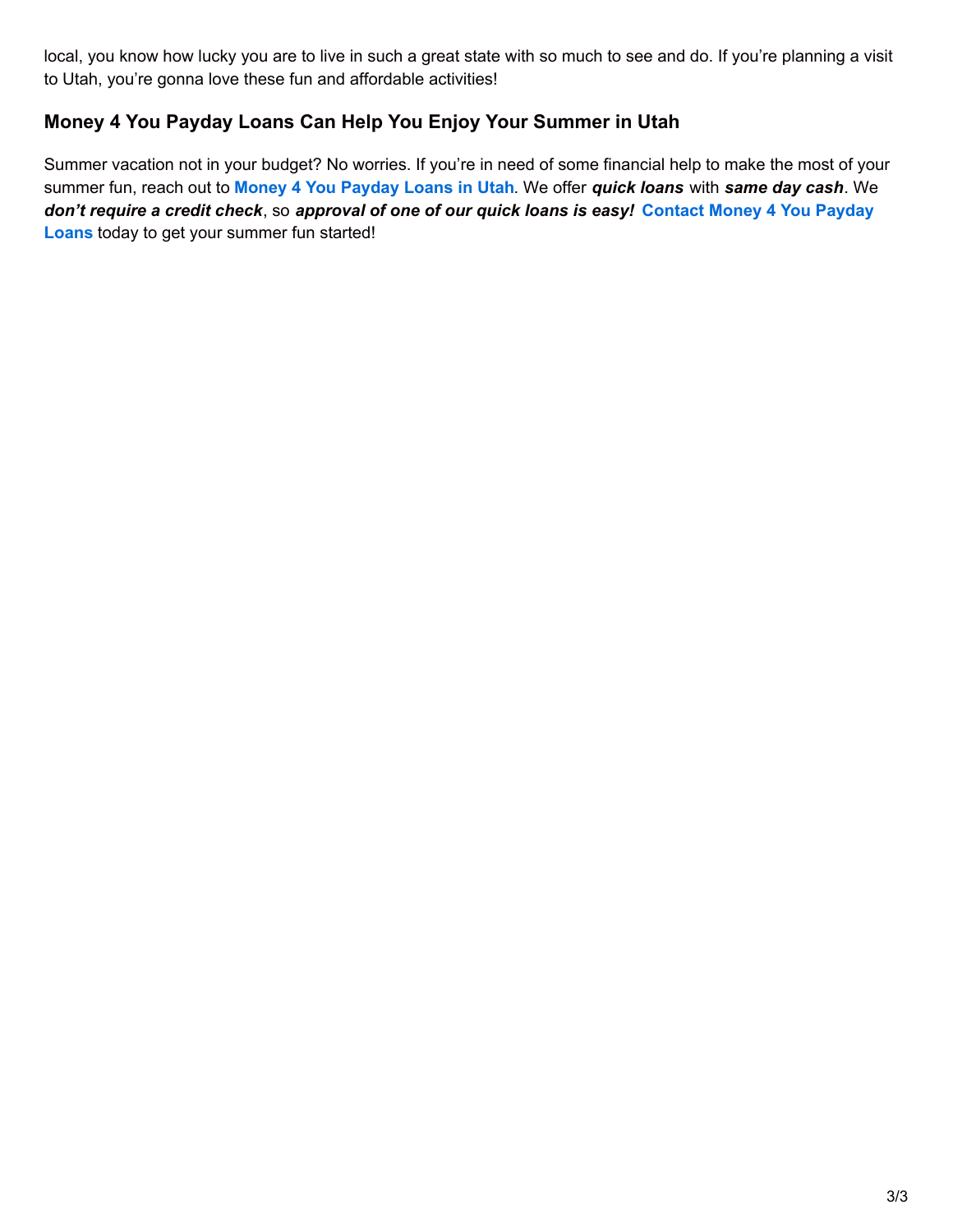local, you know how lucky you are to live in such a great state with so much to see and do. If you're planning a visit to Utah, you're gonna love these fun and affordable activities!

## Money 4 You Payday Loans Can Help You Enjoy Your Summer in Utah

Summer vacation not in your budget? No worries. If you're in need of some financial help to make the most of your summer fun, reach out to **Money 4 You Payday Loans in Utah**. We offer ***quick loans*** with ***same day cash***. We ***don't require a credit check***, so ***approval of one of our quick loans is easy!*** **Contact Money 4 You Payday Loans** today to get your summer fun started!